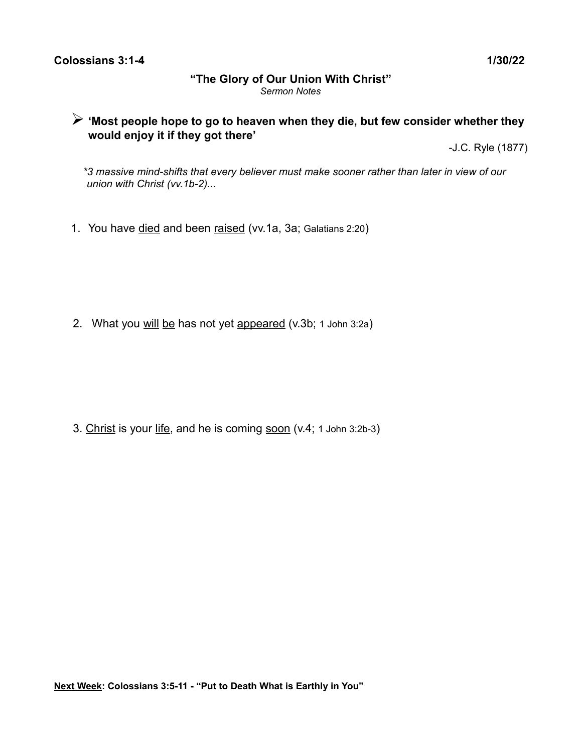**Colossians 3:1-4** **1/30/22**

## "The Glory of Our Union With Christ"

*Sermon Notes*

- **'Most people hope to go to heaven when they die, but few consider whether they would enjoy it if they got there'**

-J.C. Ryle (1877)

*\*3 massive mind-shifts that every believer must make sooner rather than later in view of our union with Christ (vv.1b-2)...*

1. You have <u>died</u> and been <u>raised</u> (vv.1a, 3a; Galatians 2:20)

2. What you <u>will</u> <u>be</u> has not yet <u>appeared</u> (v.3b; 1 John 3:2a)

3. <u>Christ</u> is your <u>life</u>, and he is coming <u>soon</u> (v.4; 1 John 3:2b-3)

**<u>Next Week</u>: Colossians 3:5-11 - "Put to Death What is Earthly in You"**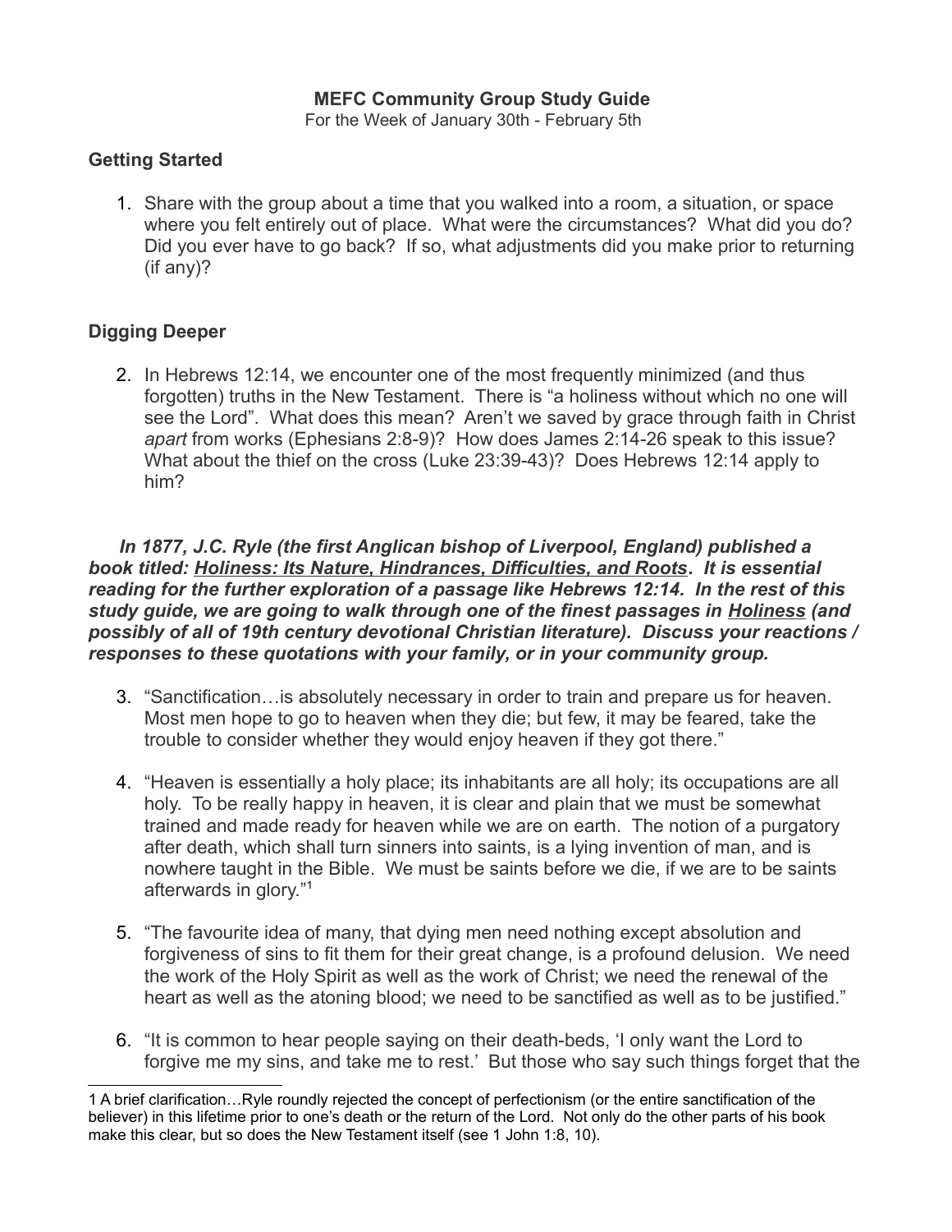**MEFC Community Group Study Guide**

For the Week of January 30th - February 5th

## Getting Started

1. Share with the group about a time that you walked into a room, a situation, or space where you felt entirely out of place. What were the circumstances? What did you do? Did you ever have to go back? If so, what adjustments did you make prior to returning (if any)?

## Digging Deeper

2. In Hebrews 12:14, we encounter one of the most frequently minimized (and thus forgotten) truths in the New Testament. There is "a holiness without which no one will see the Lord". What does this mean? Aren't we saved by grace through faith in Christ *apart* from works (Ephesians 2:8-9)? How does James 2:14-26 speak to this issue? What about the thief on the cross (Luke 23:39-43)? Does Hebrews 12:14 apply to him?

***In 1877, J.C. Ryle (the first Anglican bishop of Liverpool, England) published a book titled: <u>Holiness: Its Nature, Hindrances, Difficulties, and Roots</u>. It is essential reading for the further exploration of a passage like Hebrews 12:14. In the rest of this study guide, we are going to walk through one of the finest passages in <u>Holiness</u> (and possibly of all of 19th century devotional Christian literature). Discuss your reactions / responses to these quotations with your family, or in your community group.***

3. "Sanctification…is absolutely necessary in order to train and prepare us for heaven. Most men hope to go to heaven when they die; but few, it may be feared, take the trouble to consider whether they would enjoy heaven if they got there."

4. "Heaven is essentially a holy place; its inhabitants are all holy; its occupations are all holy. To be really happy in heaven, it is clear and plain that we must be somewhat trained and made ready for heaven while we are on earth. The notion of a purgatory after death, which shall turn sinners into saints, is a lying invention of man, and is nowhere taught in the Bible. We must be saints before we die, if we are to be saints afterwards in glory."[1]

5. "The favourite idea of many, that dying men need nothing except absolution and forgiveness of sins to fit them for their great change, is a profound delusion. We need the work of the Holy Spirit as well as the work of Christ; we need the renewal of the heart as well as the atoning blood; we need to be sanctified as well as to be justified."

6. "It is common to hear people saying on their death-beds, 'I only want the Lord to forgive me my sins, and take me to rest.' But those who say such things forget that the

---

[1] A brief clarification…Ryle roundly rejected the concept of perfectionism (or the entire sanctification of the believer) in this lifetime prior to one's death or the return of the Lord. Not only do the other parts of his book make this clear, but so does the New Testament itself (see 1 John 1:8, 10).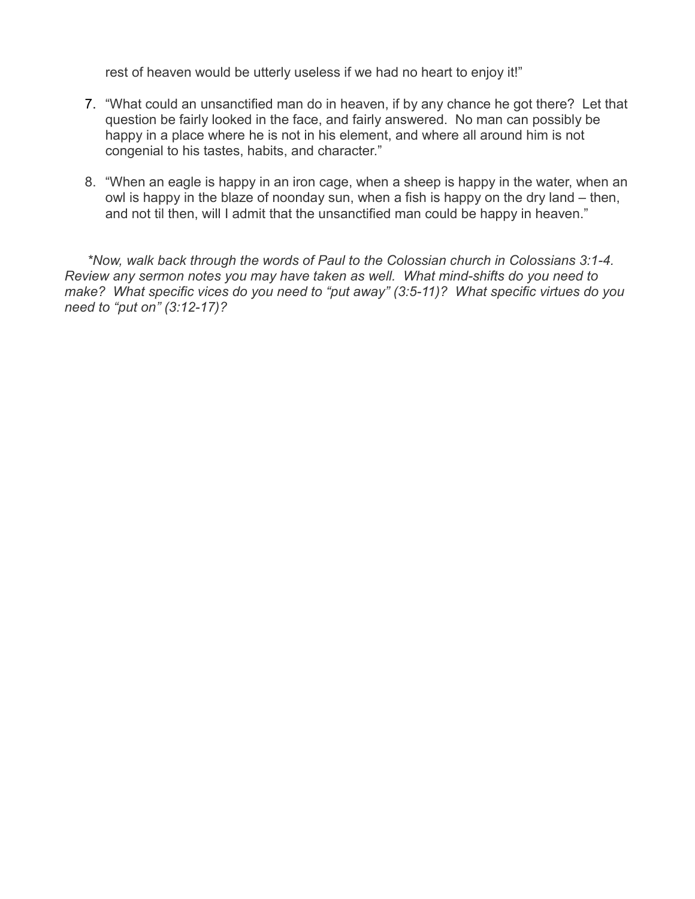rest of heaven would be utterly useless if we had no heart to enjoy it!"

7. "What could an unsanctified man do in heaven, if by any chance he got there? Let that question be fairly looked in the face, and fairly answered. No man can possibly be happy in a place where he is not in his element, and where all around him is not congenial to his tastes, habits, and character."

8. "When an eagle is happy in an iron cage, when a sheep is happy in the water, when an owl is happy in the blaze of noonday sun, when a fish is happy on the dry land – then, and not til then, will I admit that the unsanctified man could be happy in heaven."

*\*Now, walk back through the words of Paul to the Colossian church in Colossians 3:1-4. Review any sermon notes you may have taken as well. What mind-shifts do you need to make? What specific vices do you need to "put away" (3:5-11)? What specific virtues do you need to "put on" (3:12-17)?*